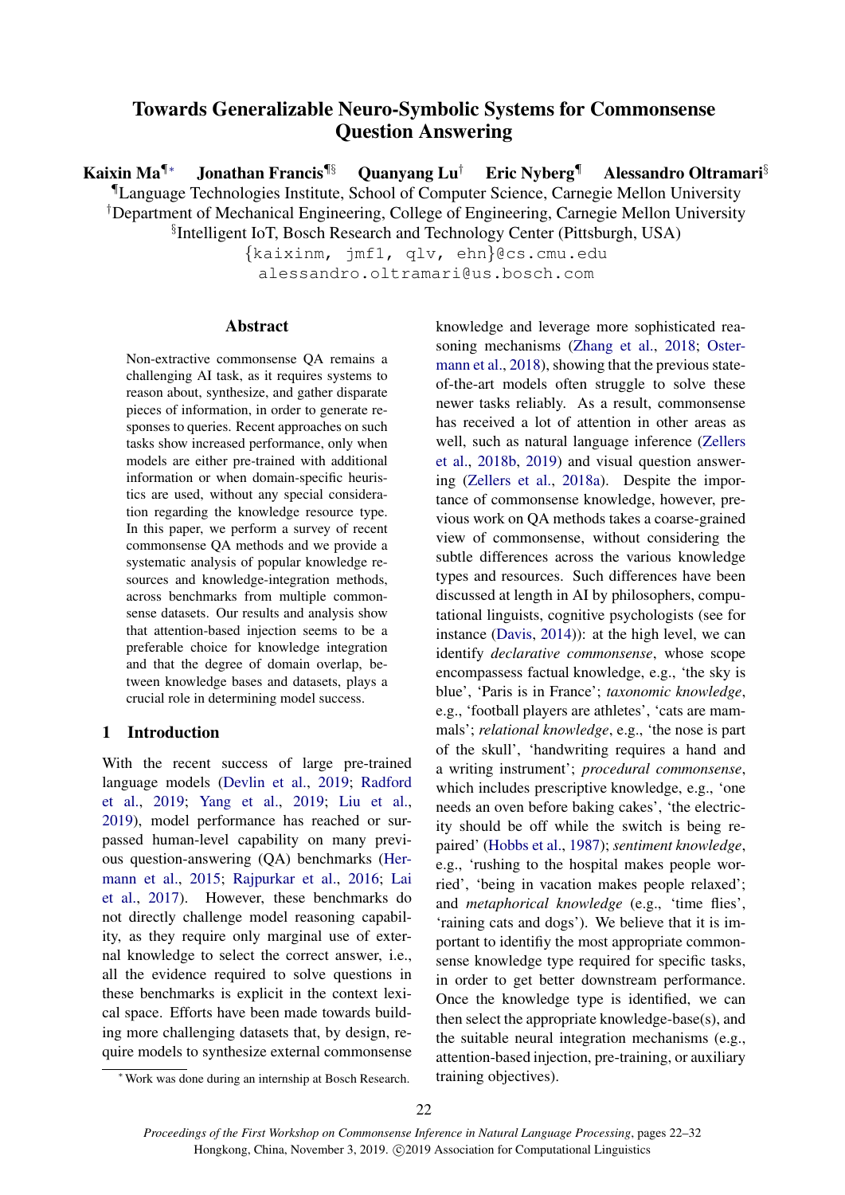# Towards Generalizable Neuro-Symbolic Systems for Commonsense Question Answering

**Kaixin Ma**[¶*] **Jonathan Francis**[¶§] **Quanyang Lu**[†] **Eric Nyberg**[¶] **Alessandro Oltramari**[§]

[¶]Language Technologies Institute, School of Computer Science, Carnegie Mellon University
[†]Department of Mechanical Engineering, College of Engineering, Carnegie Mellon University
[§]Intelligent IoT, Bosch Research and Technology Center (Pittsburgh, USA)

{kaixinm, jmf1, qlv, ehn}@cs.cmu.edu
alessandro.oltramari@us.bosch.com

## Abstract

Non-extractive commonsense QA remains a challenging AI task, as it requires systems to reason about, synthesize, and gather disparate pieces of information, in order to generate responses to queries. Recent approaches on such tasks show increased performance, only when models are either pre-trained with additional information or when domain-specific heuristics are used, without any special consideration regarding the knowledge resource type. In this paper, we perform a survey of recent commonsense QA methods and we provide a systematic analysis of popular knowledge resources and knowledge-integration methods, across benchmarks from multiple commonsense datasets. Our results and analysis show that attention-based injection seems to be a preferable choice for knowledge integration and that the degree of domain overlap, between knowledge bases and datasets, plays a crucial role in determining model success.

## 1 Introduction

With the recent success of large pre-trained language models (Devlin et al., 2019; Radford et al., 2019; Yang et al., 2019; Liu et al., 2019), model performance has reached or surpassed human-level capability on many previous question-answering (QA) benchmarks (Hermann et al., 2015; Rajpurkar et al., 2016; Lai et al., 2017). However, these benchmarks do not directly challenge model reasoning capability, as they require only marginal use of external knowledge to select the correct answer, i.e., all the evidence required to solve questions in these benchmarks is explicit in the context lexical space. Efforts have been made towards building more challenging datasets that, by design, require models to synthesize external commonsense knowledge and leverage more sophisticated reasoning mechanisms (Zhang et al., 2018; Ostermann et al., 2018), showing that the previous state-of-the-art models often struggle to solve these newer tasks reliably. As a result, commonsense has received a lot of attention in other areas as well, such as natural language inference (Zellers et al., 2018b, 2019) and visual question answering (Zellers et al., 2018a). Despite the importance of commonsense knowledge, however, previous work on QA methods takes a coarse-grained view of commonsense, without considering the subtle differences across the various knowledge types and resources. Such differences have been discussed at length in AI by philosophers, computational linguists, cognitive psychologists (see for instance (Davis, 2014)): at the high level, we can identify *declarative commonsense*, whose scope encompasses factual knowledge, e.g., 'the sky is blue', 'Paris is in France'; *taxonomic knowledge*, e.g., 'football players are athletes', 'cats are mammals'; *relational knowledge*, e.g., 'the nose is part of the skull', 'handwriting requires a hand and a writing instrument'; *procedural commonsense*, which includes prescriptive knowledge, e.g., 'one needs an oven before baking cakes', 'the electricity should be off while the switch is being repaired' (Hobbs et al., 1987); *sentiment knowledge*, e.g., 'rushing to the hospital makes people worried', 'being in vacation makes people relaxed'; and *metaphorical knowledge* (e.g., 'time flies', 'raining cats and dogs'). We believe that it is important to identify the most appropriate commonsense knowledge type required for specific tasks, in order to get better downstream performance. Once the knowledge type is identified, we can then select the appropriate knowledge-base(s), and the suitable neural integration mechanisms (e.g., attention-based injection, pre-training, or auxiliary training objectives).

[*] Work was done during an internship at Bosch Research.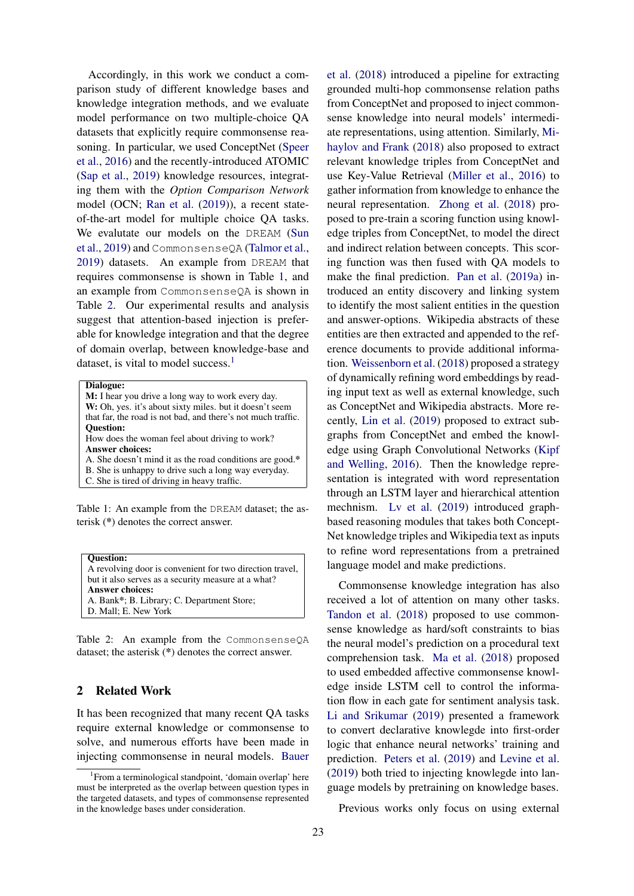Accordingly, in this work we conduct a comparison study of different knowledge bases and knowledge integration methods, and we evaluate model performance on two multiple-choice QA datasets that explicitly require commonsense reasoning. In particular, we used ConceptNet (Speer et al., 2016) and the recently-introduced ATOMIC (Sap et al., 2019) knowledge resources, integrating them with the *Option Comparison Network* model (OCN; Ran et al. (2019)), a recent state-of-the-art model for multiple choice QA tasks. We evalutate our models on the DREAM (Sun et al., 2019) and CommonsenseQA (Talmor et al., 2019) datasets. An example from DREAM that requires commonsense is shown in Table 1, and an example from CommonsenseQA is shown in Table 2. Our experimental results and analysis suggest that attention-based injection is preferable for knowledge integration and that the degree of domain overlap, between knowledge-base and dataset, is vital to model success.[1]

| **Dialogue:** |
|---|
| **M:** I hear you drive a long way to work every day. |
| **W:** Oh, yes. it's about sixty miles. but it doesn't seem that far, the road is not bad, and there's not much traffic. |
| **Question:** |
| How does the woman feel about driving to work? |
| **Answer choices:** |
| A. She doesn't mind it as the road conditions are good.* |
| B. She is unhappy to drive such a long way everyday. |
| C. She is tired of driving in heavy traffic. |

Table 1: An example from the DREAM dataset; the asterisk (*) denotes the correct answer.

| **Question:** |
|---|
| A revolving door is convenient for two direction travel, but it also serves as a security measure at a what? |
| **Answer choices:** |
| A. Bank*; B. Library; C. Department Store; D. Mall; E. New York |

Table 2: An example from the CommonsenseQA dataset; the asterisk (*) denotes the correct answer.

## 2 Related Work

It has been recognized that many recent QA tasks require external knowledge or commonsense to solve, and numerous efforts have been made in injecting commonsense in neural models. Bauer et al. (2018) introduced a pipeline for extracting grounded multi-hop commonsense relation paths from ConceptNet and proposed to inject commonsense knowledge into neural models' intermediate representations, using attention. Similarly, Mihaylov and Frank (2018) also proposed to extract relevant knowledge triples from ConceptNet and use Key-Value Retrieval (Miller et al., 2016) to gather information from knowledge to enhance the neural representation. Zhong et al. (2018) proposed to pre-train a scoring function using knowledge triples from ConceptNet, to model the direct and indirect relation between concepts. This scoring function was then fused with QA models to make the final prediction. Pan et al. (2019a) introduced an entity discovery and linking system to identify the most salient entities in the question and answer-options. Wikipedia abstracts of these entities are then extracted and appended to the reference documents to provide additional information. Weissenborn et al. (2018) proposed a strategy of dynamically refining word embeddings by reading input text as well as external knowledge, such as ConceptNet and Wikipedia abstracts. More recently, Lin et al. (2019) proposed to extract subgraphs from ConceptNet and embed the knowledge using Graph Convolutional Networks (Kipf and Welling, 2016). Then the knowledge representation is integrated with word representation through an LSTM layer and hierarchical attention mechanism. Lv et al. (2019) introduced graph-based reasoning modules that takes both ConceptNet knowledge triples and Wikipedia text as inputs to refine word representations from a pretrained language model and make predictions.

Commonsense knowledge integration has also received a lot of attention on many other tasks. Tandon et al. (2018) proposed to use commonsense knowledge as hard/soft constraints to bias the neural model's prediction on a procedural text comprehension task. Ma et al. (2018) proposed to used embedded affective commonsense knowledge inside LSTM cell to control the information flow in each gate for sentiment analysis task. Li and Srikumar (2019) presented a framework to convert declarative knowlegde into first-order logic that enhance neural networks' training and prediction. Peters et al. (2019) and Levine et al. (2019) both tried to injecting knowlegde into language models by pretraining on knowledge bases.

Previous works only focus on using external

[1] From a terminological standpoint, 'domain overlap' here must be interpreted as the overlap between question types in the targeted datasets, and types of commonsense represented in the knowledge bases under consideration.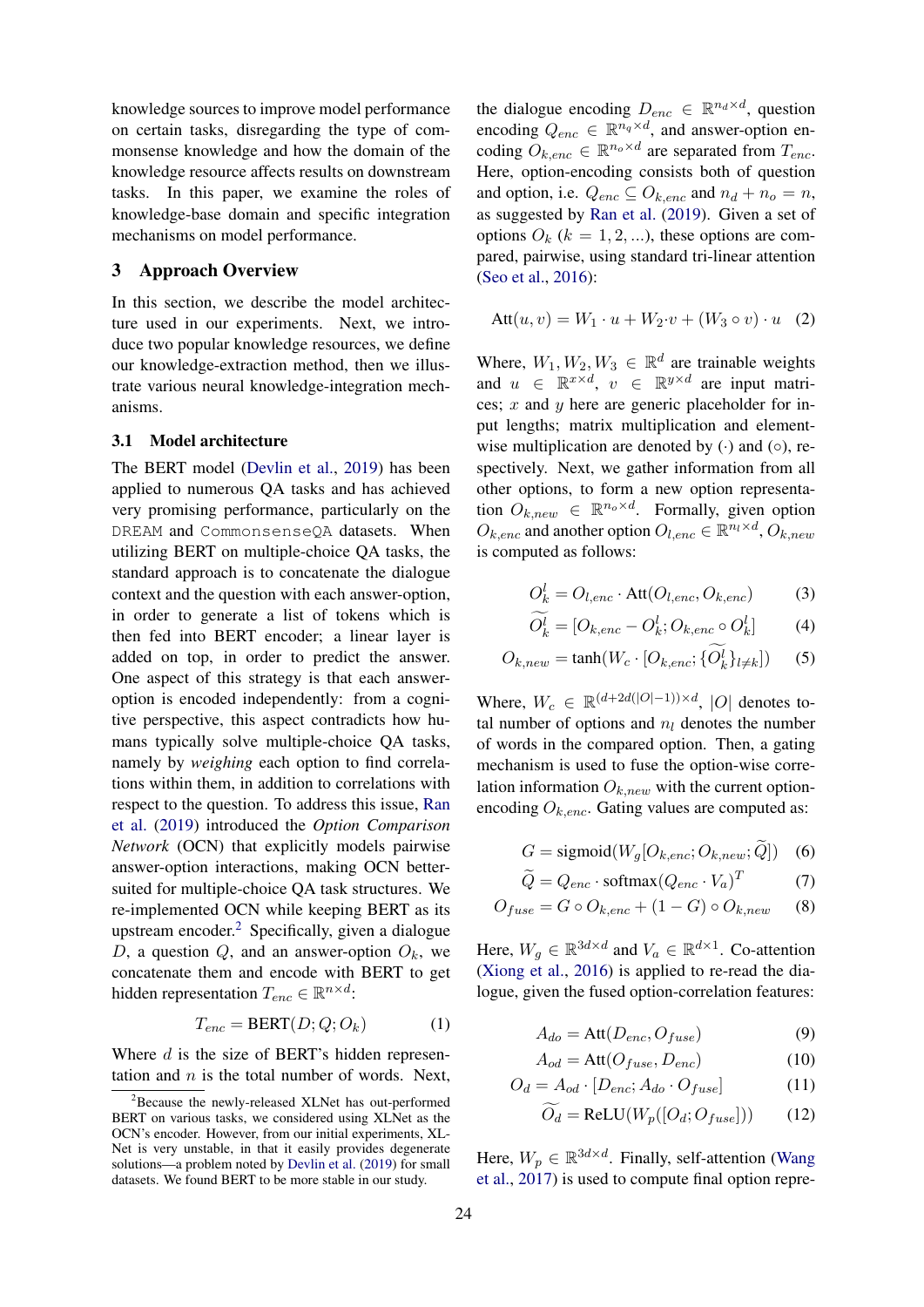knowledge sources to improve model performance on certain tasks, disregarding the type of commonsense knowledge and how the domain of the knowledge resource affects results on downstream tasks. In this paper, we examine the roles of knowledge-base domain and specific integration mechanisms on model performance.

## 3 Approach Overview

In this section, we describe the model architecture used in our experiments. Next, we introduce two popular knowledge resources, we define our knowledge-extraction method, then we illustrate various neural knowledge-integration mechanisms.

### 3.1 Model architecture

The BERT model (Devlin et al., 2019) has been applied to numerous QA tasks and has achieved very promising performance, particularly on the `DREAM` and `CommonsenseQA` datasets. When utilizing BERT on multiple-choice QA tasks, the standard approach is to concatenate the dialogue context and the question with each answer-option, in order to generate a list of tokens which is then fed into BERT encoder; a linear layer is added on top, in order to predict the answer. One aspect of this strategy is that each answer-option is encoded independently: from a cognitive perspective, this aspect contradicts how humans typically solve multiple-choice QA tasks, namely by *weighing* each option to find correlations within them, in addition to correlations with respect to the question. To address this issue, Ran et al. (2019) introduced the *Option Comparison Network* (OCN) that explicitly models pairwise answer-option interactions, making OCN better-suited for multiple-choice QA task structures. We re-implemented OCN while keeping BERT as its upstream encoder.[2] Specifically, given a dialogue $D$, a question $Q$, and an answer-option $O_k$, we concatenate them and encode with BERT to get hidden representation $T_{enc} \in \mathbb{R}^{n \times d}$:

$$T_{enc} = \text{BERT}(D; Q; O_k) \quad (1)$$

Where $d$ is the size of BERT's hidden representation and $n$ is the total number of words. Next, the dialogue encoding $D_{enc} \in \mathbb{R}^{n_d \times d}$, question encoding $Q_{enc} \in \mathbb{R}^{n_q \times d}$, and answer-option encoding $O_{k,enc} \in \mathbb{R}^{n_o \times d}$ are separated from $T_{enc}$. Here, option-encoding consists both of question and option, i.e. $Q_{enc} \subseteq O_{k,enc}$ and $n_d + n_o = n$, as suggested by Ran et al. (2019). Given a set of options $O_k$ ($k = 1, 2, ...$), these options are compared, pairwise, using standard tri-linear attention (Seo et al., 2016):

$$\text{Att}(u, v) = W_1 \cdot u + W_2 \cdot v + (W_3 \circ v) \cdot u \quad (2)$$

Where, $W_1, W_2, W_3 \in \mathbb{R}^d$ are trainable weights and $u \in \mathbb{R}^{x \times d}$, $v \in \mathbb{R}^{y \times d}$ are input matrices; $x$ and $y$ here are generic placeholder for input lengths; matrix multiplication and element-wise multiplication are denoted by $(\cdot)$ and $(\circ)$, respectively. Next, we gather information from all other options, to form a new option representation $O_{k,new} \in \mathbb{R}^{n_o \times d}$. Formally, given option $O_{k,enc}$ and another option $O_{l,enc} \in \mathbb{R}^{n_l \times d}$, $O_{k,new}$ is computed as follows:

$$O_k^l = O_{l,enc} \cdot \text{Att}(O_{l,enc}, O_{k,enc}) \quad (3)$$

$$\widetilde{O_k^l} = [O_{k,enc} - O_k^l; O_{k,enc} \circ O_k^l] \quad (4)$$

$$O_{k,new} = \tanh(W_c \cdot [O_{k,enc}; \{\widetilde{O_k^l}\}_{l \neq k}]) \quad (5)$$

Where, $W_c \in \mathbb{R}^{(d+2d(|O|-1)) \times d}$, $|O|$ denotes total number of options and $n_l$ denotes the number of words in the compared option. Then, a gating mechanism is used to fuse the option-wise correlation information $O_{k,new}$ with the current option-encoding $O_{k,enc}$. Gating values are computed as:

$$G = \text{sigmoid}(W_g[O_{k,enc}; O_{k,new}; \widetilde{Q}]) \quad (6)$$

$$\widetilde{Q} = Q_{enc} \cdot \text{softmax}(Q_{enc} \cdot V_a)^T \quad (7)$$

$$O_{fuse} = G \circ O_{k,enc} + (1 - G) \circ O_{k,new} \quad (8)$$

Here, $W_g \in \mathbb{R}^{3d \times d}$ and $V_a \in \mathbb{R}^{d \times 1}$. Co-attention (Xiong et al., 2016) is applied to re-read the dialogue, given the fused option-correlation features:

$$A_{do} = \text{Att}(D_{enc}, O_{fuse}) \quad (9)$$

$$A_{od} = \text{Att}(O_{fuse}, D_{enc}) \quad (10)$$

$$O_d = A_{od} \cdot [D_{enc}; A_{do} \cdot O_{fuse}] \quad (11)$$

$$\widetilde{O_d} = \text{ReLU}(W_p([O_d; O_{fuse}])) \quad (12)$$

Here, $W_p \in \mathbb{R}^{3d \times d}$. Finally, self-attention (Wang et al., 2017) is used to compute final option repre-

[2] Because the newly-released XLNet has out-performed BERT on various tasks, we considered using XLNet as the OCN's encoder. However, from our initial experiments, XLNet is very unstable, in that it easily provides degenerate solutions—a problem noted by Devlin et al. (2019) for small datasets. We found BERT to be more stable in our study.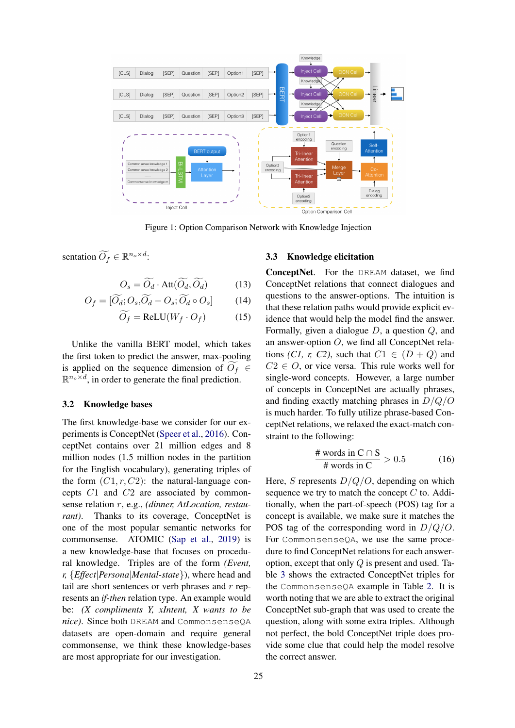Figure 1: Option Comparison Network with Knowledge Injection

sentation $\widetilde{O_f} \in \mathbb{R}^{n_o \times d}$:

$$O_s = \widetilde{O_d} \cdot \text{Att}(\widetilde{O_d}, \widetilde{O_d}) \quad (13)$$

$$O_f = [\widetilde{O_d}; O_s, \widetilde{O_d} - O_s; \widetilde{O_d} \circ O_s] \quad (14)$$

$$\widetilde{O_f} = \text{ReLU}(W_f \cdot O_f) \quad (15)$$

Unlike the vanilla BERT model, which takes the first token to predict the answer, max-pooling is applied on the sequence dimension of $\widetilde{O_f} \in \mathbb{R}^{n_o \times d}$, in order to generate the final prediction.

## 3.2 Knowledge bases

The first knowledge-base we consider for our experiments is ConceptNet (Speer et al., 2016). ConceptNet contains over 21 million edges and 8 million nodes (1.5 million nodes in the partition for the English vocabulary), generating triples of the form $(C1, r, C2)$: the natural-language concepts $C1$ and $C2$ are associated by commonsense relation $r$, e.g., *(dinner, AtLocation, restaurant)*. Thanks to its coverage, ConceptNet is one of the most popular semantic networks for commonsense. ATOMIC (Sap et al., 2019) is a new knowledge-base that focuses on procedural knowledge. Triples are of the form *(Event, r, {Effect|Persona|Mental-state})*, where head and tail are short sentences or verb phrases and $r$ represents an *if-then* relation type. An example would be: *(X compliments Y, xIntent, X wants to be nice)*. Since both DREAM and CommonsenseQA datasets are open-domain and require general commonsense, we think these knowledge-bases are most appropriate for our investigation.

## 3.3 Knowledge elicitation

**ConceptNet**. For the DREAM dataset, we find ConceptNet relations that connect dialogues and questions to the answer-options. The intuition is that these relation paths would provide explicit evidence that would help the model find the answer. Formally, given a dialogue $D$, a question $Q$, and an answer-option $O$, we find all ConceptNet relations *(C1, r, C2)*, such that $C1 \in (D + Q)$ and $C2 \in O$, or vice versa. This rule works well for single-word concepts. However, a large number of concepts in ConceptNet are actually phrases, and finding exactly matching phrases in $D/Q/O$ is much harder. To fully utilize phrase-based ConceptNet relations, we relaxed the exact-match constraint to the following:

$$\frac{\text{\# words in C} \cap \text{S}}{\text{\# words in C}} > 0.5 \quad (16)$$

Here, $S$ represents $D/Q/O$, depending on which sequence we try to match the concept $C$ to. Additionally, when the part-of-speech (POS) tag for a concept is available, we make sure it matches the POS tag of the corresponding word in $D/Q/O$. For CommonsenseQA, we use the same procedure to find ConceptNet relations for each answer-option, except that only $Q$ is present and used. Table 3 shows the extracted ConceptNet triples for the CommonsenseQA example in Table 2. It is worth noting that we are able to extract the original ConceptNet sub-graph that was used to create the question, along with some extra triples. Although not perfect, the bold ConceptNet triple does provide some clue that could help the model resolve the correct answer.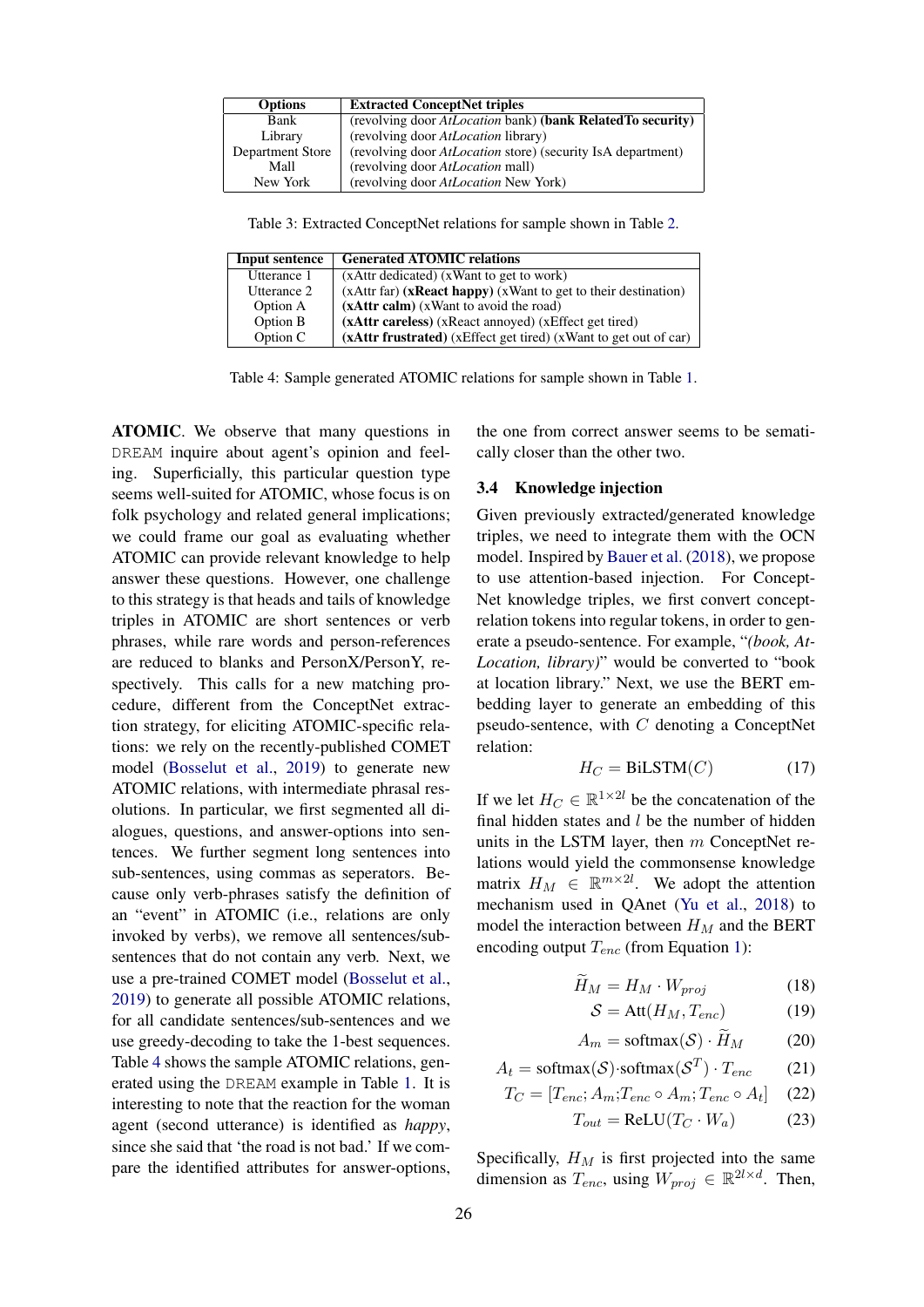| Options | Extracted ConceptNet triples |
|---|---|
| Bank | (revolving door *AtLocation* bank) **(bank RelatedTo security)** |
| Library | (revolving door *AtLocation* library) |
| Department Store | (revolving door *AtLocation* store) (security IsA department) |
| Mall | (revolving door *AtLocation* mall) |
| New York | (revolving door *AtLocation* New York) |

Table 3: Extracted ConceptNet relations for sample shown in Table 2.

| Input sentence | Generated ATOMIC relations |
|---|---|
| Utterance 1 | (xAttr dedicated) (xWant to get to work) |
| Utterance 2 | (xAttr far) **(xReact happy)** (xWant to get to their destination) |
| Option A | **(xAttr calm)** (xWant to avoid the road) |
| Option B | **(xAttr careless)** (xReact annoyed) (xEffect get tired) |
| Option C | **(xAttr frustrated)** (xEffect get tired) (xWant to get out of car) |

Table 4: Sample generated ATOMIC relations for sample shown in Table 1.

**ATOMIC**. We observe that many questions in DREAM inquire about agent's opinion and feeling. Superficially, this particular question type seems well-suited for ATOMIC, whose focus is on folk psychology and related general implications; we could frame our goal as evaluating whether ATOMIC can provide relevant knowledge to help answer these questions. However, one challenge to this strategy is that heads and tails of knowledge triples in ATOMIC are short sentences or verb phrases, while rare words and person-references are reduced to blanks and PersonX/PersonY, respectively. This calls for a new matching procedure, different from the ConceptNet extraction strategy, for eliciting ATOMIC-specific relations: we rely on the recently-published COMET model (Bosselut et al., 2019) to generate new ATOMIC relations, with intermediate phrasal resolutions. In particular, we first segmented all dialogues, questions, and answer-options into sentences. We further segment long sentences into sub-sentences, using commas as seperators. Because only verb-phrases satisfy the definition of an "event" in ATOMIC (i.e., relations are only invoked by verbs), we remove all sentences/sub-sentences that do not contain any verb. Next, we use a pre-trained COMET model (Bosselut et al., 2019) to generate all possible ATOMIC relations, for all candidate sentences/sub-sentences and we use greedy-decoding to take the 1-best sequences. Table 4 shows the sample ATOMIC relations, generated using the DREAM example in Table 1. It is interesting to note that the reaction for the woman agent (second utterance) is identified as *happy*, since she said that 'the road is not bad.' If we compare the identified attributes for answer-options, the one from correct answer seems to be sematically closer than the other two.

### 3.4 Knowledge injection

Given previously extracted/generated knowledge triples, we need to integrate them with the OCN model. Inspired by Bauer et al. (2018), we propose to use attention-based injection. For ConceptNet knowledge triples, we first convert concept-relation tokens into regular tokens, in order to generate a pseudo-sentence. For example, "*(book, AtLocation, library)*" would be converted to "book at location library." Next, we use the BERT embedding layer to generate an embedding of this pseudo-sentence, with $C$ denoting a ConceptNet relation:

$$H_C = \text{BiLSTM}(C) \tag{17}$$

If we let $H_C \in \mathbb{R}^{1 \times 2l}$ be the concatenation of the final hidden states and $l$ be the number of hidden units in the LSTM layer, then $m$ ConceptNet relations would yield the commonsense knowledge matrix $H_M \in \mathbb{R}^{m \times 2l}$. We adopt the attention mechanism used in QAnet (Yu et al., 2018) to model the interaction between $H_M$ and the BERT encoding output $T_{enc}$ (from Equation 1):

$$\widetilde{H}_M = H_M \cdot W_{proj} \tag{18}$$

$$\mathcal{S} = \text{Att}(H_M, T_{enc}) \tag{19}$$

$$A_m = \text{softmax}(\mathcal{S}) \cdot \widetilde{H}_M \tag{20}$$

$$A_t = \text{softmax}(\mathcal{S}) \cdot \text{softmax}(\mathcal{S}^T) \cdot T_{enc} \tag{21}$$

$$T_C = [T_{enc}; A_m; T_{enc} \circ A_m; T_{enc} \circ A_t] \tag{22}$$

$$T_{out} = \text{ReLU}(T_C \cdot W_a) \tag{23}$$

Specifically, $H_M$ is first projected into the same dimension as $T_{enc}$, using $W_{proj} \in \mathbb{R}^{2l \times d}$. Then,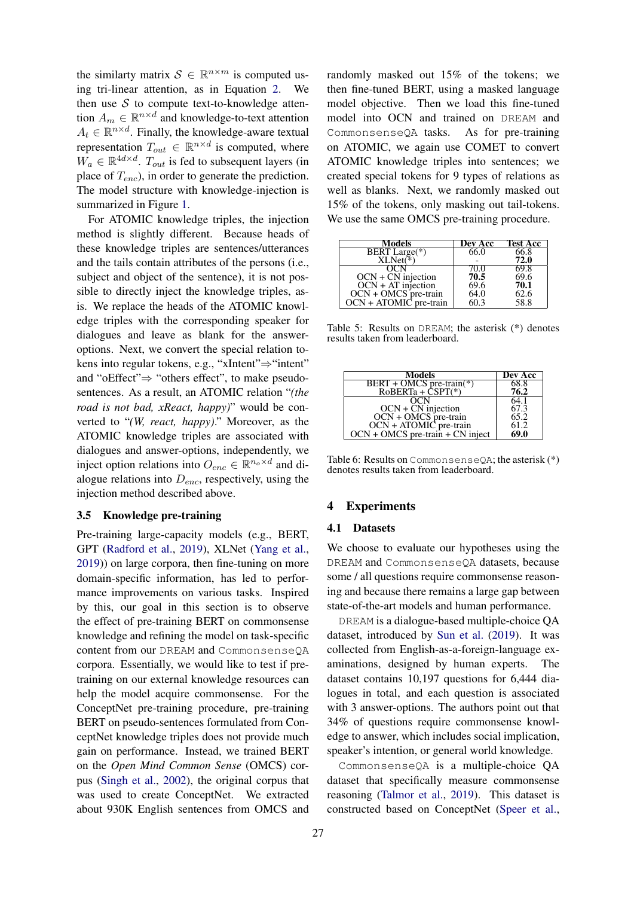the similarty matrix $\mathcal{S} \in \mathbb{R}^{n \times m}$ is computed using tri-linear attention, as in Equation 2. We then use $\mathcal{S}$ to compute text-to-knowledge attention $A_m \in \mathbb{R}^{n \times d}$ and knowledge-to-text attention $A_t \in \mathbb{R}^{n \times d}$. Finally, the knowledge-aware textual representation $T_{out} \in \mathbb{R}^{n \times d}$ is computed, where $W_a \in \mathbb{R}^{4d \times d}$. $T_{out}$ is fed to subsequent layers (in place of $T_{enc}$), in order to generate the prediction. The model structure with knowledge-injection is summarized in Figure 1.

For ATOMIC knowledge triples, the injection method is slightly different. Because heads of these knowledge triples are sentences/utterances and the tails contain attributes of the persons (i.e., subject and object of the sentence), it is not possible to directly inject the knowledge triples, as-is. We replace the heads of the ATOMIC knowledge triples with the corresponding speaker for dialogues and leave as blank for the answer-options. Next, we convert the special relation tokens into regular tokens, e.g., "xIntent"⇒"intent" and "oEffect"⇒ "others effect", to make pseudo-sentences. As a result, an ATOMIC relation "*(the road is not bad, xReact, happy)*" would be converted to "*(W, react, happy)*." Moreover, as the ATOMIC knowledge triples are associated with dialogues and answer-options, independently, we inject option relations into $O_{enc} \in \mathbb{R}^{n_o \times d}$ and dialogue relations into $D_{enc}$, respectively, using the injection method described above.

### 3.5 Knowledge pre-training

Pre-training large-capacity models (e.g., BERT, GPT (Radford et al., 2019), XLNet (Yang et al., 2019)) on large corpora, then fine-tuning on more domain-specific information, has led to performance improvements on various tasks. Inspired by this, our goal in this section is to observe the effect of pre-training BERT on commonsense knowledge and refining the model on task-specific content from our DREAM and CommonsenseQA corpora. Essentially, we would like to test if pre-training on our external knowledge resources can help the model acquire commonsense. For the ConceptNet pre-training procedure, pre-training BERT on pseudo-sentences formulated from ConceptNet knowledge triples does not provide much gain on performance. Instead, we trained BERT on the *Open Mind Common Sense* (OMCS) corpus (Singh et al., 2002), the original corpus that was used to create ConceptNet. We extracted about 930K English sentences from OMCS and randomly masked out 15% of the tokens; we then fine-tuned BERT, using a masked language model objective. Then we load this fine-tuned model into OCN and trained on DREAM and CommonsenseQA tasks. As for pre-training on ATOMIC, we again use COMET to convert ATOMIC knowledge triples into sentences; we created special tokens for 9 types of relations as well as blanks. Next, we randomly masked out 15% of the tokens, only masking out tail-tokens. We use the same OMCS pre-training procedure.

| Models | Dev Acc | Test Acc |
|---|---|---|
| BERT Large(*) | 66.0 | 66.8 |
| XLNet(*) | - | **72.0** |
| OCN | 70.0 | 69.8 |
| OCN + CN injection | **70.5** | 69.6 |
| OCN + AT injection | 69.6 | **70.1** |
| OCN + OMCS pre-train | 64.0 | 62.6 |
| OCN + ATOMIC pre-train | 60.3 | 58.8 |

Table 5: Results on DREAM; the asterisk (*) denotes results taken from leaderboard.

| Models | Dev Acc |
|---|---|
| BERT + OMCS pre-train(*) | 68.8 |
| RoBERTa + CSPT(*) | **76.2** |
| OCN | 64.1 |
| OCN + CN injection | 67.3 |
| OCN + OMCS pre-train | 65.2 |
| OCN + ATOMIC pre-train | 61.2 |
| OCN + OMCS pre-train + CN inject | **69.0** |

Table 6: Results on CommonsenseQA; the asterisk (*) denotes results taken from leaderboard.

## 4 Experiments

### 4.1 Datasets

We choose to evaluate our hypotheses using the DREAM and CommonsenseQA datasets, because some / all questions require commonsense reasoning and because there remains a large gap between state-of-the-art models and human performance.

DREAM is a dialogue-based multiple-choice QA dataset, introduced by Sun et al. (2019). It was collected from English-as-a-foreign-language examinations, designed by human experts. The dataset contains 10,197 questions for 6,444 dialogues in total, and each question is associated with 3 answer-options. The authors point out that 34% of questions require commonsense knowledge to answer, which includes social implication, speaker's intention, or general world knowledge.

CommonsenseQA is a multiple-choice QA dataset that specifically measure commonsense reasoning (Talmor et al., 2019). This dataset is constructed based on ConceptNet (Speer et al.,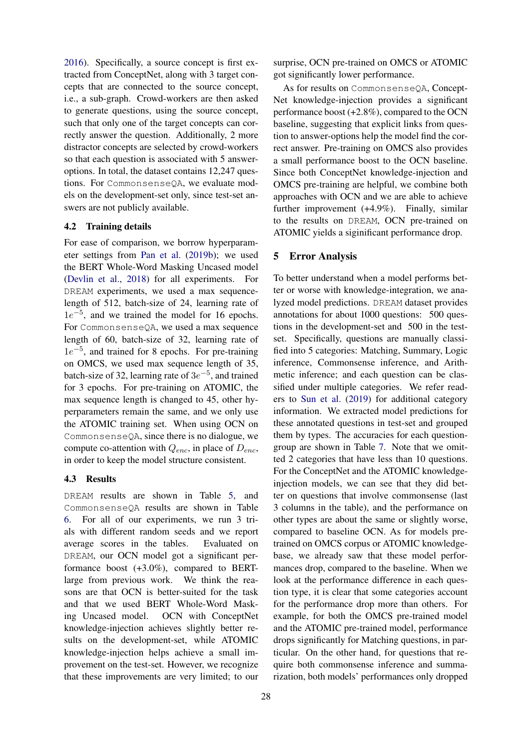2016). Specifically, a source concept is first extracted from ConceptNet, along with 3 target concepts that are connected to the source concept, i.e., a sub-graph. Crowd-workers are then asked to generate questions, using the source concept, such that only one of the target concepts can correctly answer the question. Additionally, 2 more distractor concepts are selected by crowd-workers so that each question is associated with 5 answer-options. In total, the dataset contains 12,247 questions. For `CommonsenseQA`, we evaluate models on the development-set only, since test-set answers are not publicly available.

### 4.2 Training details

For ease of comparison, we borrow hyperparameter settings from Pan et al. (2019b); we used the BERT Whole-Word Masking Uncased model (Devlin et al., 2018) for all experiments. For `DREAM` experiments, we used a max sequence-length of 512, batch-size of 24, learning rate of $1e^{-5}$, and we trained the model for 16 epochs. For `CommonsenseQA`, we used a max sequence length of 60, batch-size of 32, learning rate of $1e^{-5}$, and trained for 8 epochs. For pre-training on OMCS, we used max sequence length of 35, batch-size of 32, learning rate of $3e^{-5}$, and trained for 3 epochs. For pre-training on ATOMIC, the max sequence length is changed to 45, other hyperparameters remain the same, and we only use the ATOMIC training set. When using OCN on `CommonsenseQA`, since there is no dialogue, we compute co-attention with $Q_{enc}$, in place of $D_{enc}$, in order to keep the model structure consistent.

### 4.3 Results

`DREAM` results are shown in Table 5, and `CommonsenseQA` results are shown in Table 6. For all of our experiments, we run 3 trials with different random seeds and we report average scores in the tables. Evaluated on `DREAM`, our OCN model got a significant performance boost (+3.0%), compared to BERT-large from previous work. We think the reasons are that OCN is better-suited for the task and that we used BERT Whole-Word Masking Uncased model. OCN with ConceptNet knowledge-injection achieves slightly better results on the development-set, while ATOMIC knowledge-injection helps achieve a small improvement on the test-set. However, we recognize that these improvements are very limited; to our surprise, OCN pre-trained on OMCS or ATOMIC got significantly lower performance.

As for results on `CommonsenseQA`, ConceptNet knowledge-injection provides a significant performance boost (+2.8%), compared to the OCN baseline, suggesting that explicit links from question to answer-options help the model find the correct answer. Pre-training on OMCS also provides a small performance boost to the OCN baseline. Since both ConceptNet knowledge-injection and OMCS pre-training are helpful, we combine both approaches with OCN and we are able to achieve further improvement (+4.9%). Finally, similar to the results on `DREAM`, OCN pre-trained on ATOMIC yields a siginificant performance drop.

## 5 Error Analysis

To better understand when a model performs better or worse with knowledge-integration, we analyzed model predictions. `DREAM` dataset provides annotations for about 1000 questions: 500 questions in the development-set and 500 in the test-set. Specifically, questions are manually classified into 5 categories: Matching, Summary, Logic inference, Commonsense inference, and Arithmetic inference; and each question can be classified under multiple categories. We refer readers to Sun et al. (2019) for additional category information. We extracted model predictions for these annotated questions in test-set and grouped them by types. The accuracies for each question-group are shown in Table 7. Note that we omitted 2 categories that have less than 10 questions. For the ConceptNet and the ATOMIC knowledge-injection models, we can see that they did better on questions that involve commonsense (last 3 columns in the table), and the performance on other types are about the same or slightly worse, compared to baseline OCN. As for models pre-trained on OMCS corpus or ATOMIC knowledge-base, we already saw that these model performances drop, compared to the baseline. When we look at the performance difference in each question type, it is clear that some categories account for the performance drop more than others. For example, for both the OMCS pre-trained model and the ATOMIC pre-trained model, performance drops significantly for Matching questions, in particular. On the other hand, for questions that require both commonsense inference and summarization, both models' performances only dropped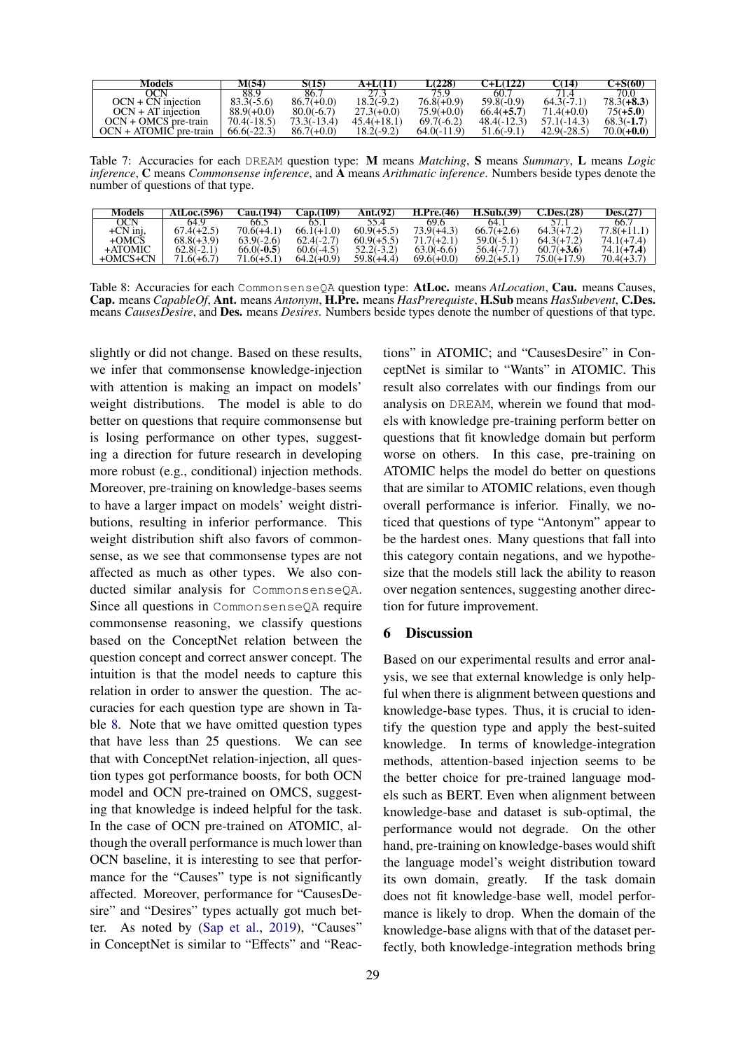| Models | M(54) | S(15) | A+L(11) | L(228) | C+L(122) | C(14) | C+S(60) |
|---|---|---|---|---|---|---|---|
| OCN | 88.9 | 86.7 | 27.3 | 75.9 | 60.7 | 71.4 | 70.0 |
| OCN + CN injection | 83.3(-5.6) | 86.7(+0.0) | 18.2(-9.2) | 76.8(+0.9) | 59.8(-0.9) | 64.3(-7.1) | 78.3(**+8.3**) |
| OCN + AT injection | 88.9(+0.0) | 80.0(-6.7) | 27.3(+0.0) | 75.9(+0.0) | 66.4(**+5.7**) | 71.4(+0.0) | 75(**+5.0**) |
| OCN + OMCS pre-train | 70.4(-18.5) | 73.3(-13.4) | 45.4(+18.1) | 69.7(-6.2) | 48.4(-12.3) | 57.1(-14.3) | 68.3(**-1.7**) |
| OCN + ATOMIC pre-train | 66.6(-22.3) | 86.7(+0.0) | 18.2(-9.2) | 64.0(-11.9) | 51.6(-9.1) | 42.9(-28.5) | 70.0(**+0.0**) |

Table 7: Accuracies for each DREAM question type: **M** means *Matching*, **S** means *Summary*, **L** means *Logic inference*, **C** means *Commonsense inference*, and **A** means *Arithmatic inference*. Numbers beside types denote the number of questions of that type.

| Models | AtLoc.(596) | Cau.(194) | Cap.(109) | Ant.(92) | H.Pre.(46) | H.Sub.(39) | C.Des.(28) | Des.(27) |
|---|---|---|---|---|---|---|---|---|
| OCN | 64.9 | 66.5 | 65.1 | 55.4 | 69.6 | 64.1 | 57.1 | 66.7 |
| +CN inj. | 67.4(+2.5) | 70.6(+4.1) | 66.1(+1.0) | 60.9(+5.5) | 73.9(+4.3) | 66.7(+2.6) | 64.3(+7.2) | 77.8(+11.1) |
| +OMCS | 68.8(+3.9) | 63.9(-2.6) | 62.4(-2.7) | 60.9(+5.5) | 71.7(+2.1) | 59.0(-5.1) | 64.3(+7.2) | 74.1(+7.4) |
| +ATOMIC | 62.8(-2.1) | 66.0(**-0.5**) | 60.6(-4.5) | 52.2(-3.2) | 63.0(-6.6) | 56.4(-7.7) | 60.7(**+3.6**) | 74.1(**+7.4**) |
| +OMCS+CN | 71.6(+6.7) | 71.6(+5.1) | 64.2(+0.9) | 59.8(+4.4) | 69.6(+0.0) | 69.2(+5.1) | 75.0(+17.9) | 70.4(+3.7) |

Table 8: Accuracies for each CommonsenseQA question type: **AtLoc.** means *AtLocation*, **Cau.** means Causes, **Cap.** means *CapableOf*, **Ant.** means *Antonym*, **H.Pre.** means *HasPrerequiste*, **H.Sub** means *HasSubevent*, **C.Des.** means *CausesDesire*, and **Des.** means *Desires*. Numbers beside types denote the number of questions of that type.

slightly or did not change. Based on these results, we infer that commonsense knowledge-injection with attention is making an impact on models' weight distributions. The model is able to do better on questions that require commonsense but is losing performance on other types, suggesting a direction for future research in developing more robust (e.g., conditional) injection methods. Moreover, pre-training on knowledge-bases seems to have a larger impact on models' weight distributions, resulting in inferior performance. This weight distribution shift also favors of commonsense, as we see that commonsense types are not affected as much as other types. We also conducted similar analysis for CommonsenseQA. Since all questions in CommonsenseQA require commonsense reasoning, we classify questions based on the ConceptNet relation between the question concept and correct answer concept. The intuition is that the model needs to capture this relation in order to answer the question. The accuracies for each question type are shown in Table 8. Note that we have omitted question types that have less than 25 questions. We can see that with ConceptNet relation-injection, all question types got performance boosts, for both OCN model and OCN pre-trained on OMCS, suggesting that knowledge is indeed helpful for the task. In the case of OCN pre-trained on ATOMIC, although the overall performance is much lower than OCN baseline, it is interesting to see that performance for the "Causes" type is not significantly affected. Moreover, performance for "CausesDesire" and "Desires" types actually got much better. As noted by (Sap et al., 2019), "Causes" in ConceptNet is similar to "Effects" and "Reactions" in ATOMIC; and "CausesDesire" in ConceptNet is similar to "Wants" in ATOMIC. This result also correlates with our findings from our analysis on DREAM, wherein we found that models with knowledge pre-training perform better on questions that fit knowledge domain but perform worse on others. In this case, pre-training on ATOMIC helps the model do better on questions that are similar to ATOMIC relations, even though overall performance is inferior. Finally, we noticed that questions of type "Antonym" appear to be the hardest ones. Many questions that fall into this category contain negations, and we hypothesize that the models still lack the ability to reason over negation sentences, suggesting another direction for future improvement.

## 6 Discussion

Based on our experimental results and error analysis, we see that external knowledge is only helpful when there is alignment between questions and knowledge-base types. Thus, it is crucial to identify the question type and apply the best-suited knowledge. In terms of knowledge-integration methods, attention-based injection seems to be the better choice for pre-trained language models such as BERT. Even when alignment between knowledge-base and dataset is sub-optimal, the performance would not degrade. On the other hand, pre-training on knowledge-bases would shift the language model's weight distribution toward its own domain, greatly. If the task domain does not fit knowledge-base well, model performance is likely to drop. When the domain of the knowledge-base aligns with that of the dataset perfectly, both knowledge-integration methods bring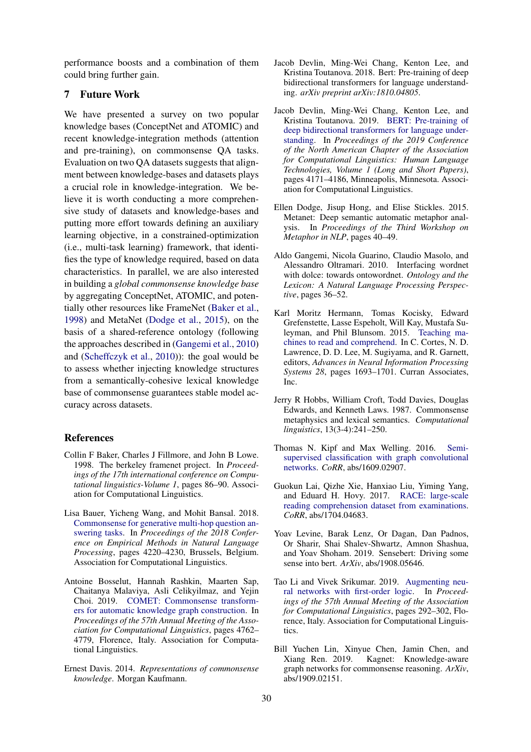performance boosts and a combination of them could bring further gain.

## 7 Future Work

We have presented a survey on two popular knowledge bases (ConceptNet and ATOMIC) and recent knowledge-integration methods (attention and pre-training), on commonsense QA tasks. Evaluation on two QA datasets suggests that alignment between knowledge-bases and datasets plays a crucial role in knowledge-integration. We believe it is worth conducting a more comprehensive study of datasets and knowledge-bases and putting more effort towards defining an auxiliary learning objective, in a constrained-optimization (i.e., multi-task learning) framework, that identifies the type of knowledge required, based on data characteristics. In parallel, we are also interested in building a *global commonsense knowledge base* by aggregating ConceptNet, ATOMIC, and potentially other resources like FrameNet (Baker et al., 1998) and MetaNet (Dodge et al., 2015), on the basis of a shared-reference ontology (following the approaches described in (Gangemi et al., 2010) and (Scheffczyk et al., 2010)): the goal would be to assess whether injecting knowledge structures from a semantically-cohesive lexical knowledge base of commonsense guarantees stable model accuracy across datasets.

## References

Collin F Baker, Charles J Fillmore, and John B Lowe. 1998. The berkeley framenet project. In *Proceedings of the 17th international conference on Computational linguistics-Volume 1*, pages 86–90. Association for Computational Linguistics.

Lisa Bauer, Yicheng Wang, and Mohit Bansal. 2018. Commonsense for generative multi-hop question answering tasks. In *Proceedings of the 2018 Conference on Empirical Methods in Natural Language Processing*, pages 4220–4230, Brussels, Belgium. Association for Computational Linguistics.

Antoine Bosselut, Hannah Rashkin, Maarten Sap, Chaitanya Malaviya, Asli Celikyilmaz, and Yejin Choi. 2019. COMET: Commonsense transformers for automatic knowledge graph construction. In *Proceedings of the 57th Annual Meeting of the Association for Computational Linguistics*, pages 4762–4779, Florence, Italy. Association for Computational Linguistics.

Ernest Davis. 2014. *Representations of commonsense knowledge*. Morgan Kaufmann.

Jacob Devlin, Ming-Wei Chang, Kenton Lee, and Kristina Toutanova. 2018. Bert: Pre-training of deep bidirectional transformers for language understanding. *arXiv preprint arXiv:1810.04805*.

Jacob Devlin, Ming-Wei Chang, Kenton Lee, and Kristina Toutanova. 2019. BERT: Pre-training of deep bidirectional transformers for language understanding. In *Proceedings of the 2019 Conference of the North American Chapter of the Association for Computational Linguistics: Human Language Technologies, Volume 1 (Long and Short Papers)*, pages 4171–4186, Minneapolis, Minnesota. Association for Computational Linguistics.

Ellen Dodge, Jisup Hong, and Elise Stickles. 2015. Metanet: Deep semantic automatic metaphor analysis. In *Proceedings of the Third Workshop on Metaphor in NLP*, pages 40–49.

Aldo Gangemi, Nicola Guarino, Claudio Masolo, and Alessandro Oltramari. 2010. Interfacing wordnet with dolce: towards ontowordnet. *Ontology and the Lexicon: A Natural Language Processing Perspective*, pages 36–52.

Karl Moritz Hermann, Tomas Kocisky, Edward Grefenstette, Lasse Espeholt, Will Kay, Mustafa Suleyman, and Phil Blunsom. 2015. Teaching machines to read and comprehend. In C. Cortes, N. D. Lawrence, D. D. Lee, M. Sugiyama, and R. Garnett, editors, *Advances in Neural Information Processing Systems 28*, pages 1693–1701. Curran Associates, Inc.

Jerry R Hobbs, William Croft, Todd Davies, Douglas Edwards, and Kenneth Laws. 1987. Commonsense metaphysics and lexical semantics. *Computational linguistics*, 13(3-4):241–250.

Thomas N. Kipf and Max Welling. 2016. Semi-supervised classification with graph convolutional networks. *CoRR*, abs/1609.02907.

Guokun Lai, Qizhe Xie, Hanxiao Liu, Yiming Yang, and Eduard H. Hovy. 2017. RACE: large-scale reading comprehension dataset from examinations. *CoRR*, abs/1704.04683.

Yoav Levine, Barak Lenz, Or Dagan, Dan Padnos, Or Sharir, Shai Shalev-Shwartz, Amnon Shashua, and Yoav Shoham. 2019. Sensebert: Driving some sense into bert. *ArXiv*, abs/1908.05646.

Tao Li and Vivek Srikumar. 2019. Augmenting neural networks with first-order logic. In *Proceedings of the 57th Annual Meeting of the Association for Computational Linguistics*, pages 292–302, Florence, Italy. Association for Computational Linguistics.

Bill Yuchen Lin, Xinyue Chen, Jamin Chen, and Xiang Ren. 2019. Kagnet: Knowledge-aware graph networks for commonsense reasoning. *ArXiv*, abs/1909.02151.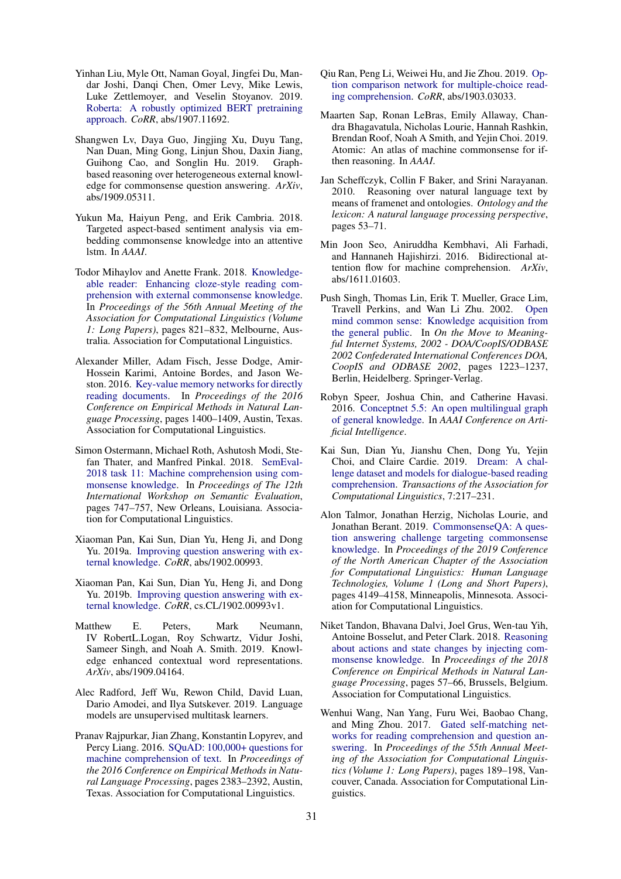Yinhan Liu, Myle Ott, Naman Goyal, Jingfei Du, Mandar Joshi, Danqi Chen, Omer Levy, Mike Lewis, Luke Zettlemoyer, and Veselin Stoyanov. 2019. Roberta: A robustly optimized BERT pretraining approach. *CoRR*, abs/1907.11692.

Shangwen Lv, Daya Guo, Jingjing Xu, Duyu Tang, Nan Duan, Ming Gong, Linjun Shou, Daxin Jiang, Guihong Cao, and Songlin Hu. 2019. Graph-based reasoning over heterogeneous external knowledge for commonsense question answering. *ArXiv*, abs/1909.05311.

Yukun Ma, Haiyun Peng, and Erik Cambria. 2018. Targeted aspect-based sentiment analysis via embedding commonsense knowledge into an attentive lstm. In *AAAI*.

Todor Mihaylov and Anette Frank. 2018. Knowledgeable reader: Enhancing cloze-style reading comprehension with external commonsense knowledge. In *Proceedings of the 56th Annual Meeting of the Association for Computational Linguistics (Volume 1: Long Papers)*, pages 821–832, Melbourne, Australia. Association for Computational Linguistics.

Alexander Miller, Adam Fisch, Jesse Dodge, Amir-Hossein Karimi, Antoine Bordes, and Jason Weston. 2016. Key-value memory networks for directly reading documents. In *Proceedings of the 2016 Conference on Empirical Methods in Natural Language Processing*, pages 1400–1409, Austin, Texas. Association for Computational Linguistics.

Simon Ostermann, Michael Roth, Ashutosh Modi, Stefan Thater, and Manfred Pinkal. 2018. SemEval-2018 task 11: Machine comprehension using commonsense knowledge. In *Proceedings of The 12th International Workshop on Semantic Evaluation*, pages 747–757, New Orleans, Louisiana. Association for Computational Linguistics.

Xiaoman Pan, Kai Sun, Dian Yu, Heng Ji, and Dong Yu. 2019a. Improving question answering with external knowledge. *CoRR*, abs/1902.00993.

Xiaoman Pan, Kai Sun, Dian Yu, Heng Ji, and Dong Yu. 2019b. Improving question answering with external knowledge. *CoRR*, cs.CL/1902.00993v1.

Matthew E. Peters, Mark Neumann, IV RobertL.Logan, Roy Schwartz, Vidur Joshi, Sameer Singh, and Noah A. Smith. 2019. Knowledge enhanced contextual word representations. *ArXiv*, abs/1909.04164.

Alec Radford, Jeff Wu, Rewon Child, David Luan, Dario Amodei, and Ilya Sutskever. 2019. Language models are unsupervised multitask learners.

Pranav Rajpurkar, Jian Zhang, Konstantin Lopyrev, and Percy Liang. 2016. SQuAD: 100,000+ questions for machine comprehension of text. In *Proceedings of the 2016 Conference on Empirical Methods in Natural Language Processing*, pages 2383–2392, Austin, Texas. Association for Computational Linguistics.

Qiu Ran, Peng Li, Weiwei Hu, and Jie Zhou. 2019. Option comparison network for multiple-choice reading comprehension. *CoRR*, abs/1903.03033.

Maarten Sap, Ronan LeBras, Emily Allaway, Chandra Bhagavatula, Nicholas Lourie, Hannah Rashkin, Brendan Roof, Noah A Smith, and Yejin Choi. 2019. Atomic: An atlas of machine commonsense for if-then reasoning. In *AAAI*.

Jan Scheffczyk, Collin F Baker, and Srini Narayanan. 2010. Reasoning over natural language text by means of framenet and ontologies. *Ontology and the lexicon: A natural language processing perspective*, pages 53–71.

Min Joon Seo, Aniruddha Kembhavi, Ali Farhadi, and Hannaneh Hajishirzi. 2016. Bidirectional attention flow for machine comprehension. *ArXiv*, abs/1611.01603.

Push Singh, Thomas Lin, Erik T. Mueller, Grace Lim, Travell Perkins, and Wan Li Zhu. 2002. Open mind common sense: Knowledge acquisition from the general public. In *On the Move to Meaningful Internet Systems, 2002 - DOA/CoopIS/ODBASE 2002 Confederated International Conferences DOA, CoopIS and ODBASE 2002*, pages 1223–1237, Berlin, Heidelberg. Springer-Verlag.

Robyn Speer, Joshua Chin, and Catherine Havasi. 2016. Conceptnet 5.5: An open multilingual graph of general knowledge. In *AAAI Conference on Artificial Intelligence*.

Kai Sun, Dian Yu, Jianshu Chen, Dong Yu, Yejin Choi, and Claire Cardie. 2019. Dream: A challenge dataset and models for dialogue-based reading comprehension. *Transactions of the Association for Computational Linguistics*, 7:217–231.

Alon Talmor, Jonathan Herzig, Nicholas Lourie, and Jonathan Berant. 2019. CommonsenseQA: A question answering challenge targeting commonsense knowledge. In *Proceedings of the 2019 Conference of the North American Chapter of the Association for Computational Linguistics: Human Language Technologies, Volume 1 (Long and Short Papers)*, pages 4149–4158, Minneapolis, Minnesota. Association for Computational Linguistics.

Niket Tandon, Bhavana Dalvi, Joel Grus, Wen-tau Yih, Antoine Bosselut, and Peter Clark. 2018. Reasoning about actions and state changes by injecting commonsense knowledge. In *Proceedings of the 2018 Conference on Empirical Methods in Natural Language Processing*, pages 57–66, Brussels, Belgium. Association for Computational Linguistics.

Wenhui Wang, Nan Yang, Furu Wei, Baobao Chang, and Ming Zhou. 2017. Gated self-matching networks for reading comprehension and question answering. In *Proceedings of the 55th Annual Meeting of the Association for Computational Linguistics (Volume 1: Long Papers)*, pages 189–198, Vancouver, Canada. Association for Computational Linguistics.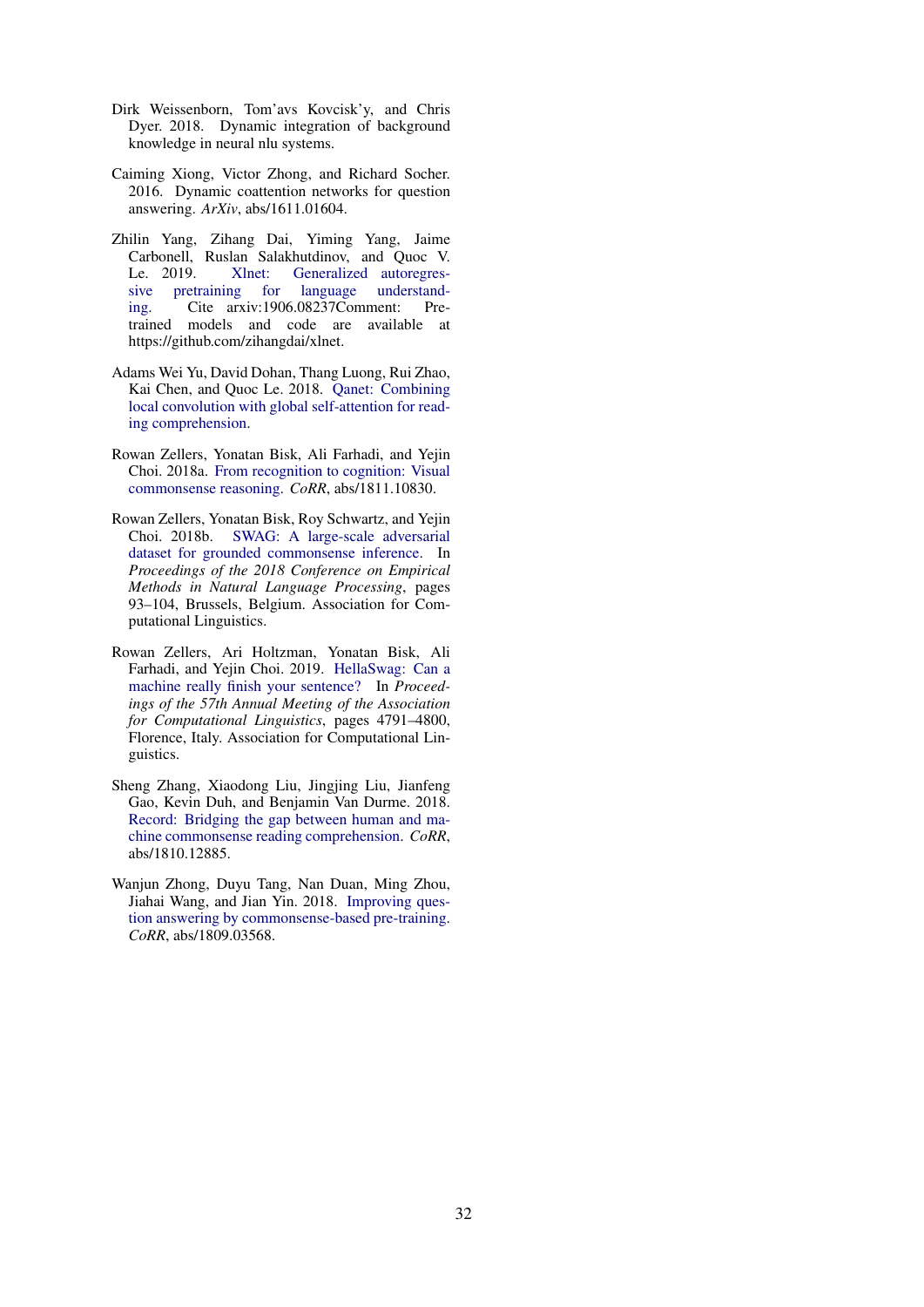Dirk Weissenborn, Tom'avs Kovcisk'y, and Chris Dyer. 2018. Dynamic integration of background knowledge in neural nlu systems.

Caiming Xiong, Victor Zhong, and Richard Socher. 2016. Dynamic coattention networks for question answering. *ArXiv*, abs/1611.01604.

Zhilin Yang, Zihang Dai, Yiming Yang, Jaime Carbonell, Ruslan Salakhutdinov, and Quoc V. Le. 2019. Xlnet: Generalized autoregressive pretraining for language understanding. Cite arxiv:1906.08237Comment: Pretrained models and code are available at https://github.com/zihangdai/xlnet.

Adams Wei Yu, David Dohan, Thang Luong, Rui Zhao, Kai Chen, and Quoc Le. 2018. Qanet: Combining local convolution with global self-attention for reading comprehension.

Rowan Zellers, Yonatan Bisk, Ali Farhadi, and Yejin Choi. 2018a. From recognition to cognition: Visual commonsense reasoning. *CoRR*, abs/1811.10830.

Rowan Zellers, Yonatan Bisk, Roy Schwartz, and Yejin Choi. 2018b. SWAG: A large-scale adversarial dataset for grounded commonsense inference. In *Proceedings of the 2018 Conference on Empirical Methods in Natural Language Processing*, pages 93–104, Brussels, Belgium. Association for Computational Linguistics.

Rowan Zellers, Ari Holtzman, Yonatan Bisk, Ali Farhadi, and Yejin Choi. 2019. HellaSwag: Can a machine really finish your sentence? In *Proceedings of the 57th Annual Meeting of the Association for Computational Linguistics*, pages 4791–4800, Florence, Italy. Association for Computational Linguistics.

Sheng Zhang, Xiaodong Liu, Jingjing Liu, Jianfeng Gao, Kevin Duh, and Benjamin Van Durme. 2018. Record: Bridging the gap between human and machine commonsense reading comprehension. *CoRR*, abs/1810.12885.

Wanjun Zhong, Duyu Tang, Nan Duan, Ming Zhou, Jiahai Wang, and Jian Yin. 2018. Improving question answering by commonsense-based pre-training. *CoRR*, abs/1809.03568.